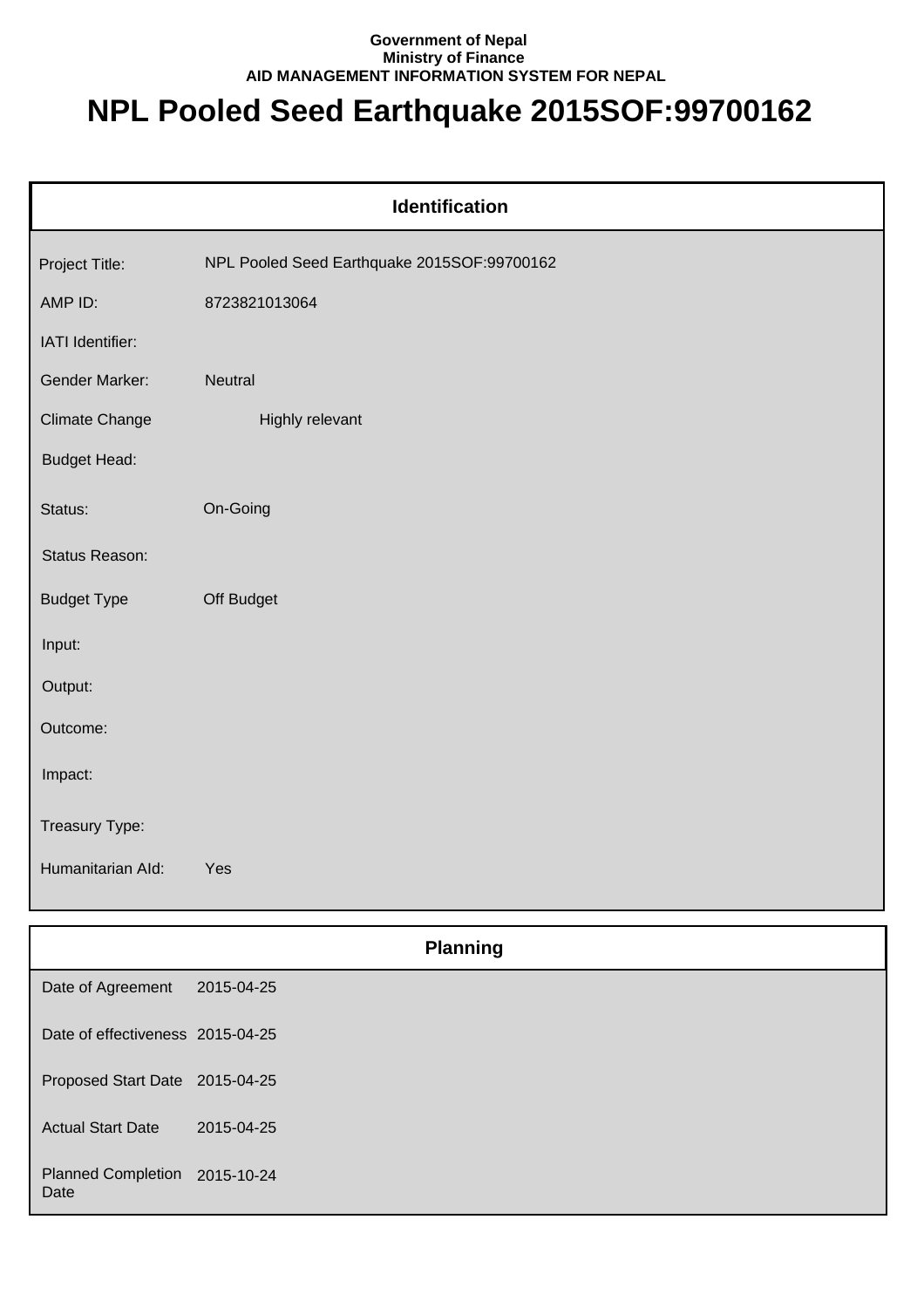**Government of Nepal**
**Ministry of Finance**
**AID MANAGEMENT INFORMATION SYSTEM FOR NEPAL**

# NPL Pooled Seed Earthquake 2015SOF:99700162

## Identification

| | |
|---|---|
| Project Title: | NPL Pooled Seed Earthquake 2015SOF:99700162 |
| AMP ID: | 8723821013064 |
| IATI Identifier: | |
| Gender Marker: | Neutral |
| Climate Change | Highly relevant |
| Budget Head: | |
| Status: | On-Going |
| Status Reason: | |
| Budget Type | Off Budget |
| Input: | |
| Output: | |
| Outcome: | |
| Impact: | |
| Treasury Type: | |
| Humanitarian AId: | Yes |

## Planning

| | |
|---|---|
| Date of Agreement | 2015-04-25 |
| Date of effectiveness | 2015-04-25 |
| Proposed Start Date | 2015-04-25 |
| Actual Start Date | 2015-04-25 |
| Planned Completion Date | 2015-10-24 |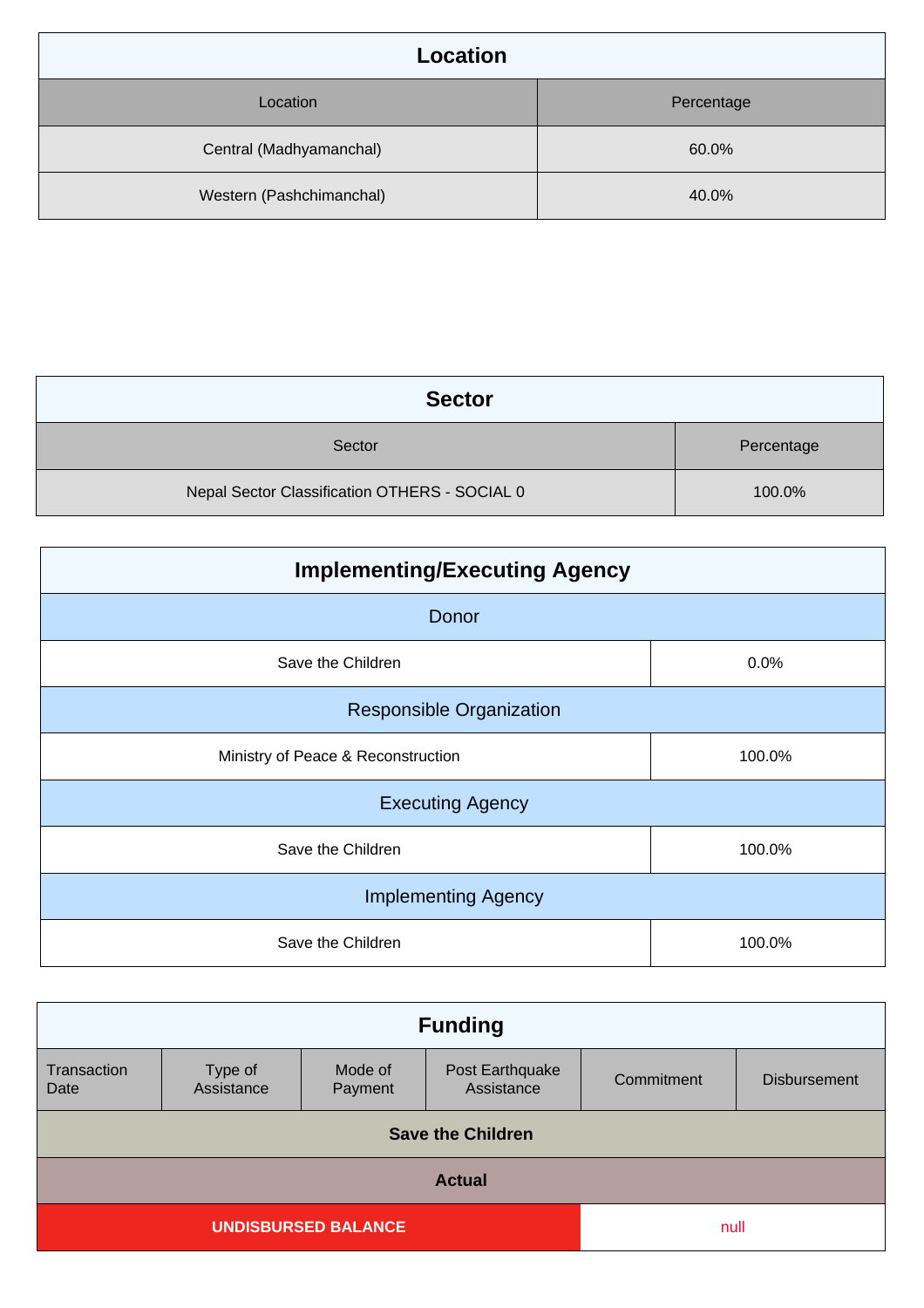## Location

| Location | Percentage |
| --- | --- |
| Central (Madhyamanchal) | 60.0% |
| Western (Pashchimanchal) | 40.0% |

## Sector

| Sector | Percentage |
| --- | --- |
| Nepal Sector Classification OTHERS - SOCIAL 0 | 100.0% |

## Implementing/Executing Agency

| Donor | |
| --- | --- |
| Save the Children | 0.0% |
| **Responsible Organization** | |
| Ministry of Peace & Reconstruction | 100.0% |
| **Executing Agency** | |
| Save the Children | 100.0% |
| **Implementing Agency** | |
| Save the Children | 100.0% |

## Funding

| Transaction Date | Type of Assistance | Mode of Payment | Post Earthquake Assistance | Commitment | Disbursement |
| --- | --- | --- | --- | --- | --- |
| **Save the Children** | | | | | |
| **Actual** | | | | | |
| **UNDISBURSED BALANCE** | | | | null | |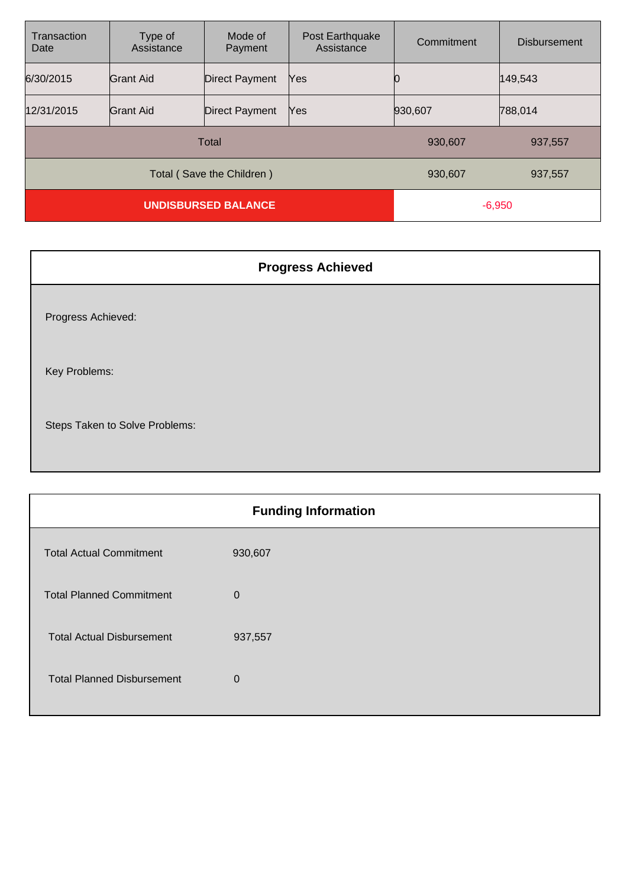| Transaction Date | Type of Assistance | Mode of Payment | Post Earthquake Assistance | Commitment | Disbursement |
|---|---|---|---|---|---|
| 6/30/2015 | Grant Aid | Direct Payment | Yes | 0 | 149,543 |
| 12/31/2015 | Grant Aid | Direct Payment | Yes | 930,607 | 788,014 |
| Total | | | | 930,607 | 937,557 |
| Total ( Save the Children ) | | | | 930,607 | 937,557 |
| **UNDISBURSED BALANCE** | | | | -6,950 | |

## Progress Achieved

Progress Achieved:

Key Problems:

Steps Taken to Solve Problems:

## Funding Information

| | |
|---|---|
| Total Actual Commitment | 930,607 |
| Total Planned Commitment | 0 |
| Total Actual Disbursement | 937,557 |
| Total Planned Disbursement | 0 |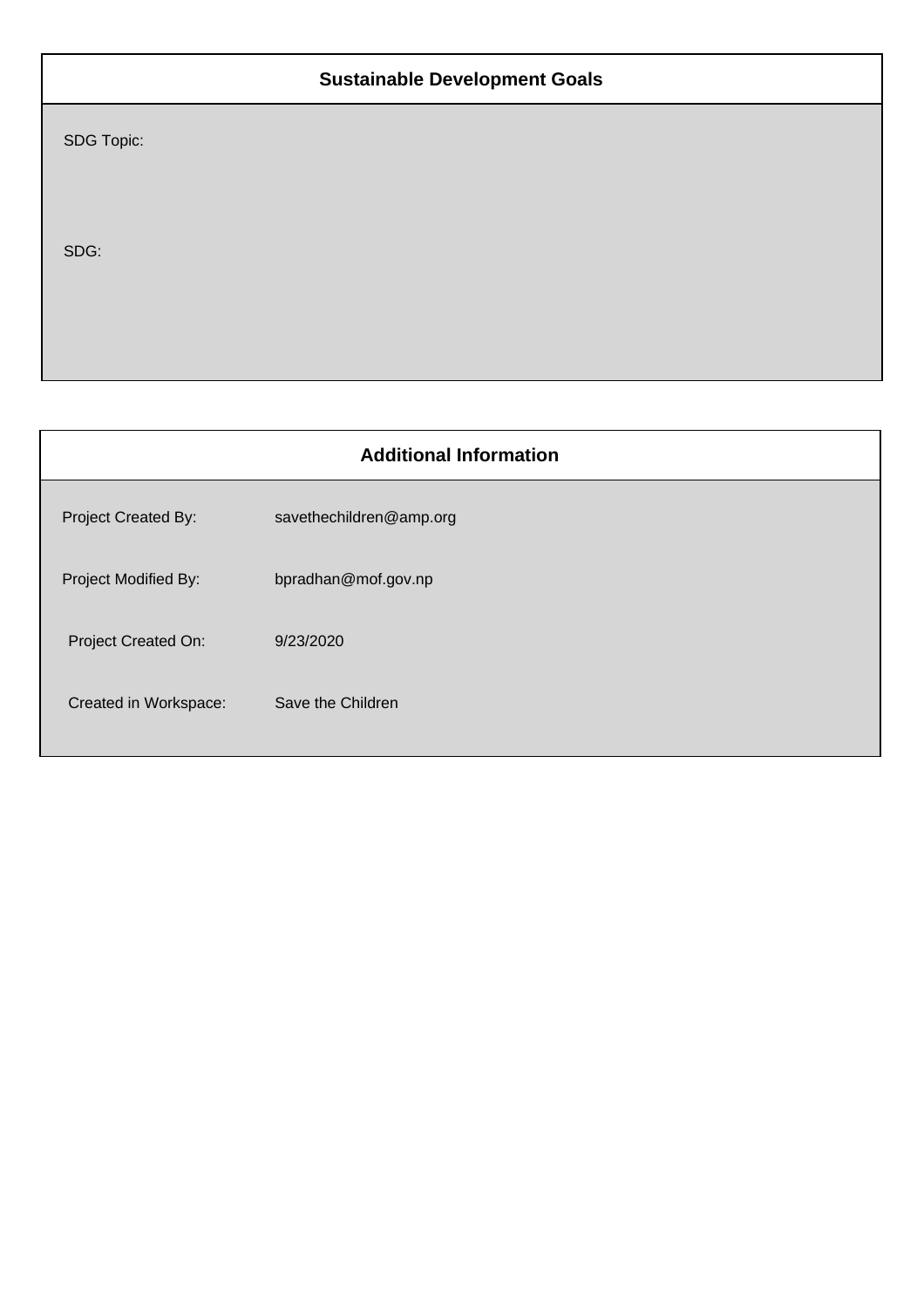## Sustainable Development Goals

SDG Topic:

SDG:

## Additional Information

| | |
|---|---|
| Project Created By: | savethechildren@amp.org |
| Project Modified By: | bpradhan@mof.gov.np |
| Project Created On: | 9/23/2020 |
| Created in Workspace: | Save the Children |